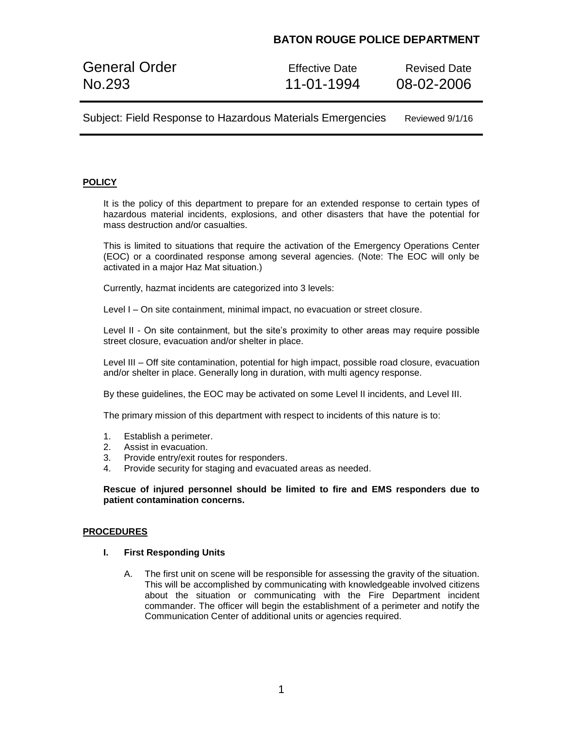**BATON ROUGE POLICE DEPARTMENT**

| General Order No.293 | Effective Date 11-01-1994 | Revised Date 08-02-2006 |
|---|---|---|

Subject: Field Response to Hazardous Materials Emergencies — Reviewed 9/1/16

## POLICY

It is the policy of this department to prepare for an extended response to certain types of hazardous material incidents, explosions, and other disasters that have the potential for mass destruction and/or casualties.

This is limited to situations that require the activation of the Emergency Operations Center (EOC) or a coordinated response among several agencies. (Note: The EOC will only be activated in a major Haz Mat situation.)

Currently, hazmat incidents are categorized into 3 levels:

Level I – On site containment, minimal impact, no evacuation or street closure.

Level II - On site containment, but the site's proximity to other areas may require possible street closure, evacuation and/or shelter in place.

Level III – Off site contamination, potential for high impact, possible road closure, evacuation and/or shelter in place. Generally long in duration, with multi agency response.

By these guidelines, the EOC may be activated on some Level II incidents, and Level III.

The primary mission of this department with respect to incidents of this nature is to:

1. Establish a perimeter.
2. Assist in evacuation.
3. Provide entry/exit routes for responders.
4. Provide security for staging and evacuated areas as needed.

**Rescue of injured personnel should be limited to fire and EMS responders due to patient contamination concerns.**

## PROCEDURES

### I. First Responding Units

A. The first unit on scene will be responsible for assessing the gravity of the situation. This will be accomplished by communicating with knowledgeable involved citizens about the situation or communicating with the Fire Department incident commander. The officer will begin the establishment of a perimeter and notify the Communication Center of additional units or agencies required.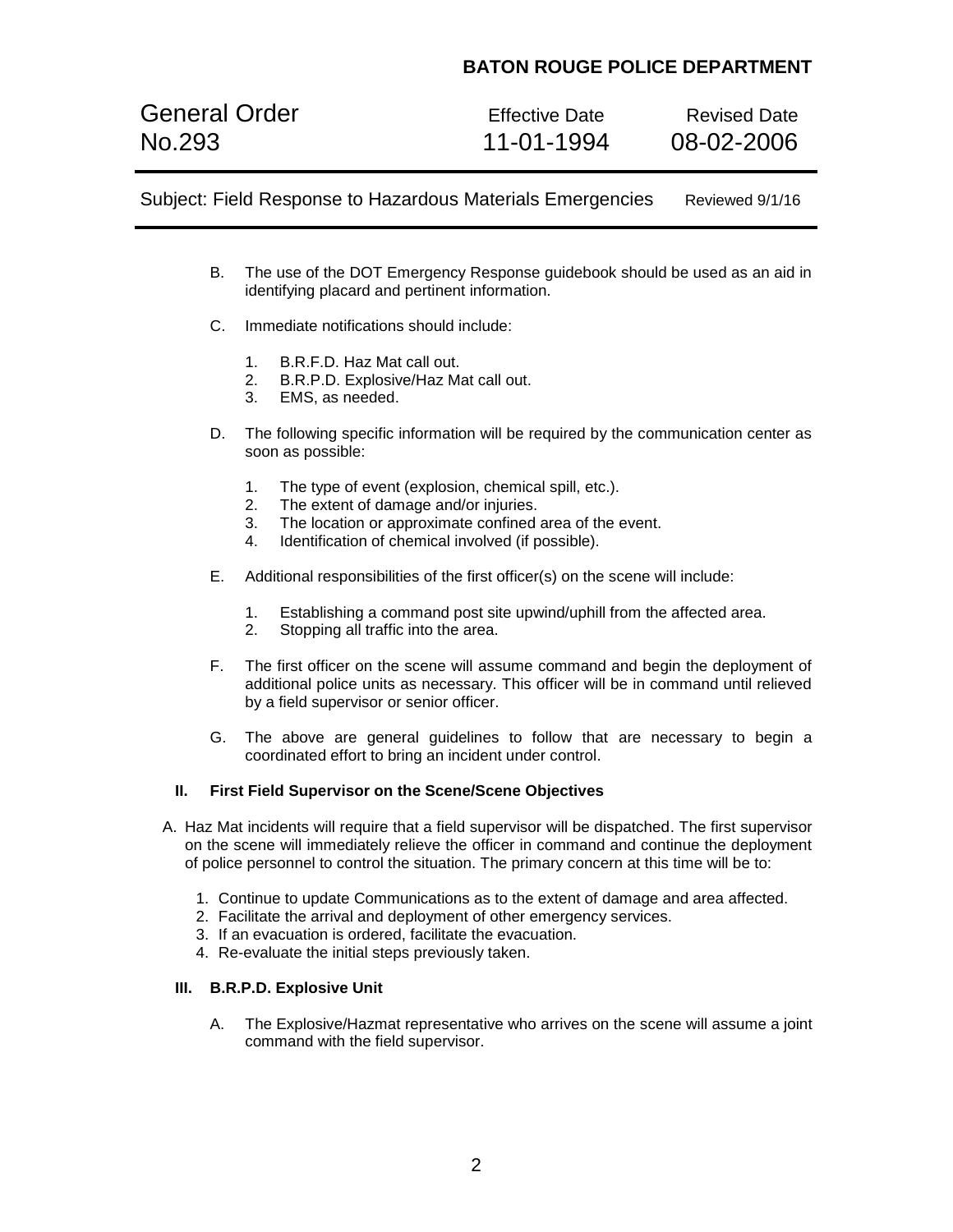B. The use of the DOT Emergency Response guidebook should be used as an aid in identifying placard and pertinent information.

C. Immediate notifications should include:

1. B.R.F.D. Haz Mat call out.
2. B.R.P.D. Explosive/Haz Mat call out.
3. EMS, as needed.

D. The following specific information will be required by the communication center as soon as possible:

1. The type of event (explosion, chemical spill, etc.).
2. The extent of damage and/or injuries.
3. The location or approximate confined area of the event.
4. Identification of chemical involved (if possible).

E. Additional responsibilities of the first officer(s) on the scene will include:

1. Establishing a command post site upwind/uphill from the affected area.
2. Stopping all traffic into the area.

F. The first officer on the scene will assume command and begin the deployment of additional police units as necessary. This officer will be in command until relieved by a field supervisor or senior officer.

G. The above are general guidelines to follow that are necessary to begin a coordinated effort to bring an incident under control.

**II. First Field Supervisor on the Scene/Scene Objectives**

A. Haz Mat incidents will require that a field supervisor will be dispatched. The first supervisor on the scene will immediately relieve the officer in command and continue the deployment of police personnel to control the situation. The primary concern at this time will be to:

1. Continue to update Communications as to the extent of damage and area affected.
2. Facilitate the arrival and deployment of other emergency services.
3. If an evacuation is ordered, facilitate the evacuation.
4. Re-evaluate the initial steps previously taken.

**III. B.R.P.D. Explosive Unit**

A. The Explosive/Hazmat representative who arrives on the scene will assume a joint command with the field supervisor.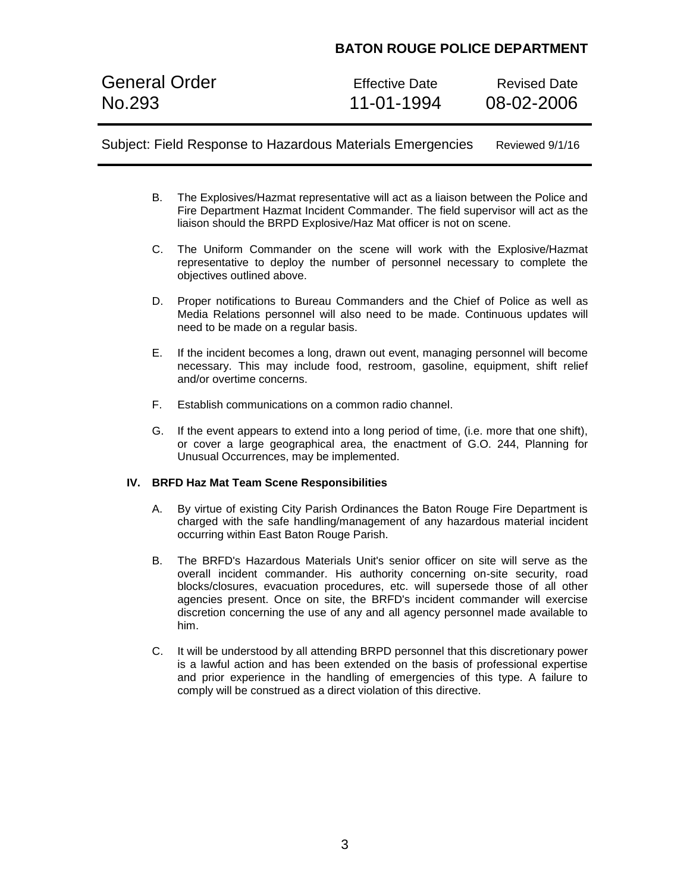B. The Explosives/Hazmat representative will act as a liaison between the Police and Fire Department Hazmat Incident Commander. The field supervisor will act as the liaison should the BRPD Explosive/Haz Mat officer is not on scene.

C. The Uniform Commander on the scene will work with the Explosive/Hazmat representative to deploy the number of personnel necessary to complete the objectives outlined above.

D. Proper notifications to Bureau Commanders and the Chief of Police as well as Media Relations personnel will also need to be made. Continuous updates will need to be made on a regular basis.

E. If the incident becomes a long, drawn out event, managing personnel will become necessary. This may include food, restroom, gasoline, equipment, shift relief and/or overtime concerns.

F. Establish communications on a common radio channel.

G. If the event appears to extend into a long period of time, (i.e. more that one shift), or cover a large geographical area, the enactment of G.O. 244, Planning for Unusual Occurrences, may be implemented.

**IV. BRFD Haz Mat Team Scene Responsibilities**

A. By virtue of existing City Parish Ordinances the Baton Rouge Fire Department is charged with the safe handling/management of any hazardous material incident occurring within East Baton Rouge Parish.

B. The BRFD's Hazardous Materials Unit's senior officer on site will serve as the overall incident commander. His authority concerning on-site security, road blocks/closures, evacuation procedures, etc. will supersede those of all other agencies present. Once on site, the BRFD's incident commander will exercise discretion concerning the use of any and all agency personnel made available to him.

C. It will be understood by all attending BRPD personnel that this discretionary power is a lawful action and has been extended on the basis of professional expertise and prior experience in the handling of emergencies of this type. A failure to comply will be construed as a direct violation of this directive.